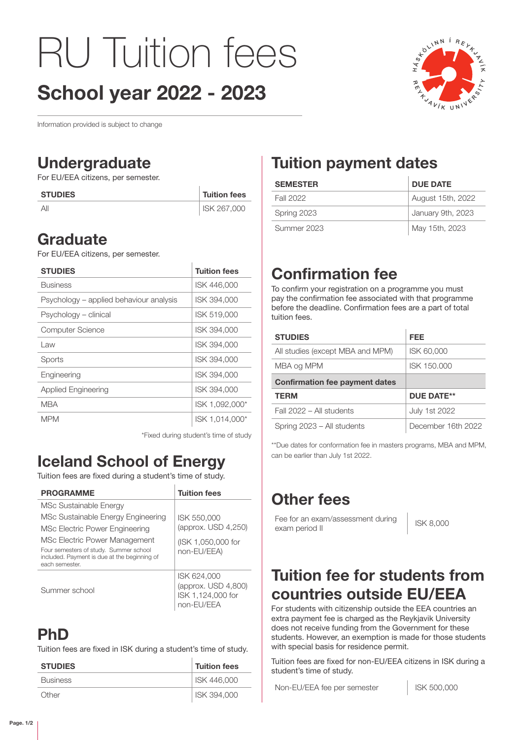# RU Tuition fees

## School year 2022 - 2023

Information provided is subject to change

## Undergraduate

For EU/EEA citizens, per semester.

| STUDIES | Tuition fees |
|---|---|
| All | ISK 267,000 |

## Graduate

For EU/EEA citizens, per semester.

| STUDIES | Tuition fees |
|---|---|
| Business | ISK 446,000 |
| Psychology – applied behaviour analysis | ISK 394,000 |
| Psychology – clinical | ISK 519,000 |
| Computer Science | ISK 394,000 |
| Law | ISK 394,000 |
| Sports | ISK 394,000 |
| Engineering | ISK 394,000 |
| Applied Engineering | ISK 394,000 |
| MBA | ISK 1,092,000* |
| MPM | ISK 1,014,000* |

*Fixed during student's time of study

## Iceland School of Energy

Tuition fees are fixed during a student's time of study.

| PROGRAMME | Tuition fees |
|---|---|
| MSc Sustainable Energy<br>MSc Sustainable Energy Engineering<br>MSc Electric Power Engineering<br>MSc Electric Power Management<br>Four semesters of study. Summer school included. Payment is due at the beginning of each semester. | ISK 550,000 (approx. USD 4,250)<br>(ISK 1,050,000 for non-EU/EEA) |
| Summer school | ISK 624,000 (approx. USD 4,800) ISK 1,124,000 for non-EU/EEA |

## PhD

Tuition fees are fixed in ISK during a student's time of study.

| STUDIES | Tuition fees |
|---|---|
| Business | ISK 446,000 |
| Other | ISK 394,000 |

## Tuition payment dates

| SEMESTER | DUE DATE |
|---|---|
| Fall 2022 | August 15th, 2022 |
| Spring 2023 | January 9th, 2023 |
| Summer 2023 | May 15th, 2023 |

## Confirmation fee

To confirm your registration on a programme you must pay the confirmation fee associated with that programme before the deadline. Confirmation fees are a part of total tuition fees.

| STUDIES | FEE |
|---|---|
| All studies (except MBA and MPM) | ISK 60,000 |
| MBA og MPM | ISK 150.000 |
| **Confirmation fee payment dates** | |
| **TERM** | **DUE DATE\*\*** |
| Fall 2022 – All students | July 1st 2022 |
| Spring 2023 – All students | December 16th 2022 |

**Due dates for conformation fee in masters programs, MBA and MPM, can be earlier than July 1st 2022.

## Other fees

| Fee for an exam/assessment during exam period II | ISK 8,000 |
|---|---|

## Tuition fee for students from countries outside EU/EEA

For students with citizenship outside the EEA countries an extra payment fee is charged as the Reykjavik University does not receive funding from the Government for these students. However, an exemption is made for those students with special basis for residence permit.

Tuition fees are fixed for non-EU/EEA citizens in ISK during a student's time of study.

| Non-EU/EEA fee per semester | ISK 500,000 |
|---|---|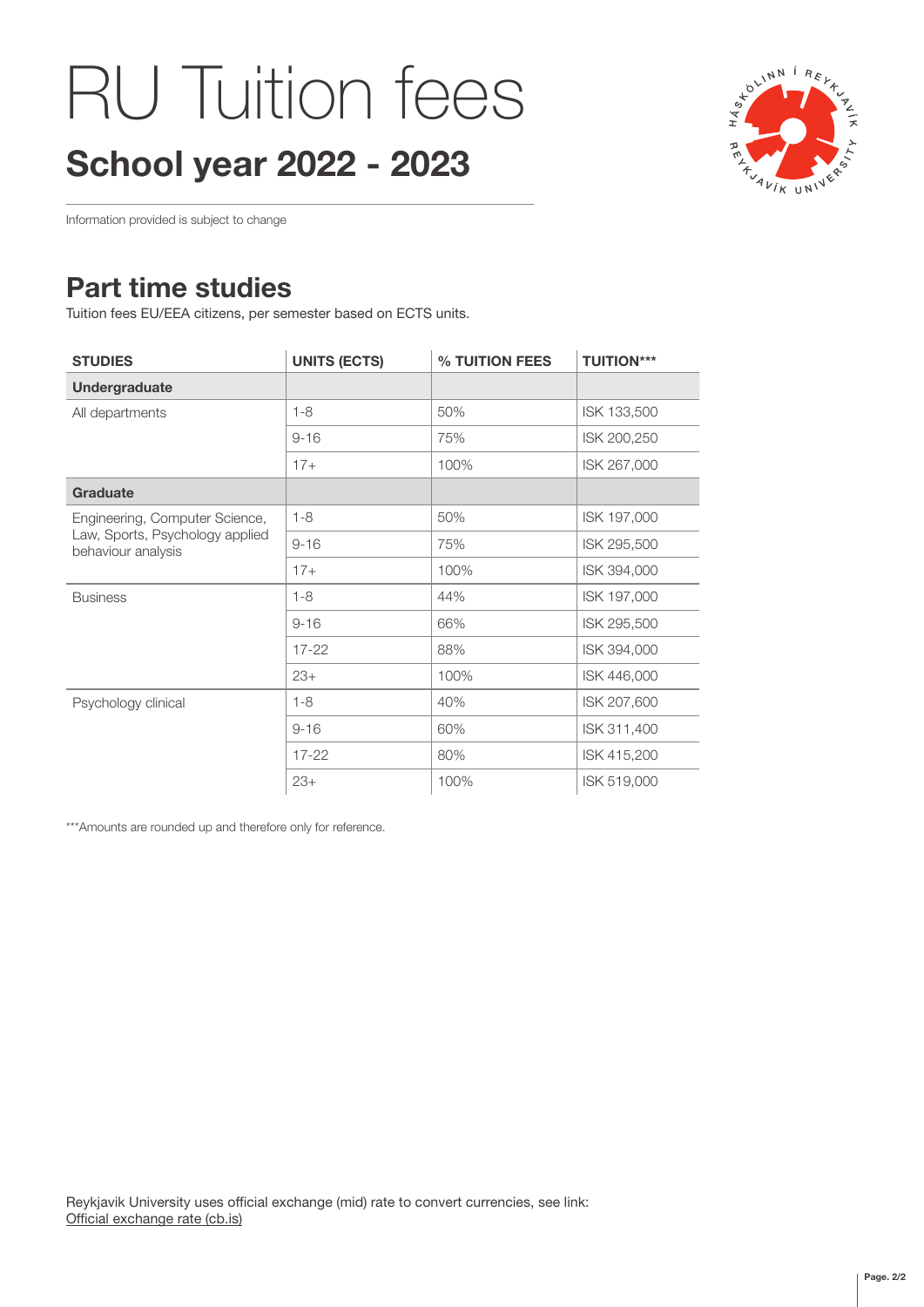# RU Tuition fees

## School year 2022 - 2023

Information provided is subject to change

## Part time studies

Tuition fees EU/EEA citizens, per semester based on ECTS units.

| STUDIES | UNITS (ECTS) | % TUITION FEES | TUITION*** |
|---|---|---|---|
| **Undergraduate** | | | |
| All departments | 1-8 | 50% | ISK 133,500 |
| | 9-16 | 75% | ISK 200,250 |
| | 17+ | 100% | ISK 267,000 |
| **Graduate** | | | |
| Engineering, Computer Science, Law, Sports, Psychology applied behaviour analysis | 1-8 | 50% | ISK 197,000 |
| | 9-16 | 75% | ISK 295,500 |
| | 17+ | 100% | ISK 394,000 |
| Business | 1-8 | 44% | ISK 197,000 |
| | 9-16 | 66% | ISK 295,500 |
| | 17-22 | 88% | ISK 394,000 |
| | 23+ | 100% | ISK 446,000 |
| Psychology clinical | 1-8 | 40% | ISK 207,600 |
| | 9-16 | 60% | ISK 311,400 |
| | 17-22 | 80% | ISK 415,200 |
| | 23+ | 100% | ISK 519,000 |

***Amounts are rounded up and therefore only for reference.

Reykjavik University uses official exchange (mid) rate to convert currencies, see link:
Official exchange rate (cb.is)